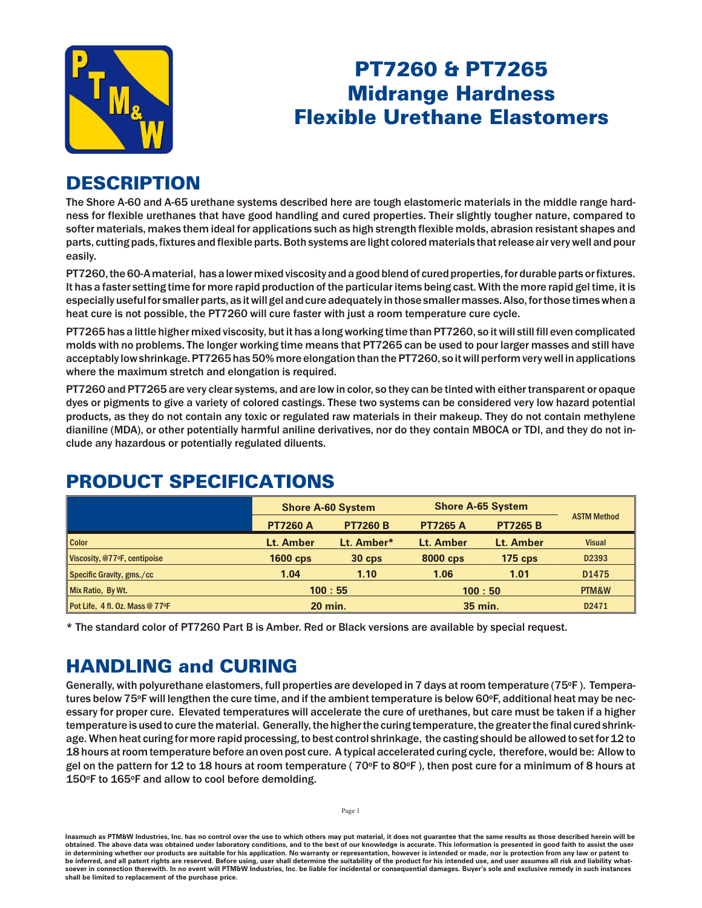# PT7260 & PT7265 Midrange Hardness Flexible Urethane Elastomers

## DESCRIPTION

The Shore A-60 and A-65 urethane systems described here are tough elastomeric materials in the middle range hardness for flexible urethanes that have good handling and cured properties. Their slightly tougher nature, compared to softer materials, makes them ideal for applications such as high strength flexible molds, abrasion resistant shapes and parts, cutting pads, fixtures and flexible parts. Both systems are light colored materials that release air very well and pour easily.

PT7260, the 60-A material, has a lower mixed viscosity and a good blend of cured properties, for durable parts or fixtures. It has a faster setting time for more rapid production of the particular items being cast. With the more rapid gel time, it is especially useful for smaller parts, as it will gel and cure adequately in those smaller masses. Also, for those times when a heat cure is not possible, the PT7260 will cure faster with just a room temperature cure cycle.

PT7265 has a little higher mixed viscosity, but it has a long working time than PT7260, so it will still fill even complicated molds with no problems. The longer working time means that PT7265 can be used to pour larger masses and still have acceptably low shrinkage. PT7265 has 50% more elongation than the PT7260, so it will perform very well in applications where the maximum stretch and elongation is required.

PT7260 and PT7265 are very clear systems, and are low in color, so they can be tinted with either transparent or opaque dyes or pigments to give a variety of colored castings. These two systems can be considered very low hazard potential products, as they do not contain any toxic or regulated raw materials in their makeup. They do not contain methylene dianiline (MDA), or other potentially harmful aniline derivatives, nor do they contain MBOCA or TDI, and they do not include any hazardous or potentially regulated diluents.

## PRODUCT SPECIFICATIONS

| | Shore A-60 System | | Shore A-65 System | | ASTM Method |
|---|---|---|---|---|---|
| | **PT7260 A** | **PT7260 B** | **PT7265 A** | **PT7265 B** | |
| Color | Lt. Amber | Lt. Amber* | Lt. Amber | Lt. Amber | Visual |
| Viscosity, @77°F, centipoise | 1600 cps | 30 cps | 8000 cps | 175 cps | D2393 |
| Specific Gravity, gms./cc | 1.04 | 1.10 | 1.06 | 1.01 | D1475 |
| Mix Ratio, By Wt. | 100 : 55 | | 100 : 50 | | PTM&W |
| Pot Life, 4 fl. Oz. Mass @ 77°F | 20 min. | | 35 min. | | D2471 |

* The standard color of PT7260 Part B is Amber. Red or Black versions are available by special request.

## HANDLING and CURING

Generally, with polyurethane elastomers, full properties are developed in 7 days at room temperature (75°F ). Temperatures below 75°F will lengthen the cure time, and if the ambient temperature is below 60°F, additional heat may be necessary for proper cure. Elevated temperatures will accelerate the cure of urethanes, but care must be taken if a higher temperature is used to cure the material. Generally, the higher the curing temperature, the greater the final cured shrinkage. When heat curing for more rapid processing, to best control shrinkage, the casting should be allowed to set for 12 to 18 hours at room temperature before an oven post cure. A typical accelerated curing cycle, therefore, would be: Allow to gel on the pattern for 12 to 18 hours at room temperature ( 70°F to 80°F ), then post cure for a minimum of 8 hours at 150°F to 165°F and allow to cool before demolding.

Inasmuch as PTM&W Industries, Inc. has no control over the use to which others may put material, it does not guarantee that the same results as those described herein will be obtained. The above data was obtained under laboratory conditions, and to the best of our knowledge is accurate. This information is presented in good faith to assist the user in determining whether our products are suitable for his application. No warranty or representation, however is intended or made, nor is protection from any law or patent to be inferred, and all patent rights are reserved. Before using, user shall determine the suitability of the product for his intended use, and user assumes all risk and liability whatsoever in connection therewith. In no event will PTM&W Industries, Inc. be liable for incidental or consequential damages. Buyer's sole and exclusive remedy in such instances shall be limited to replacement of the purchase price.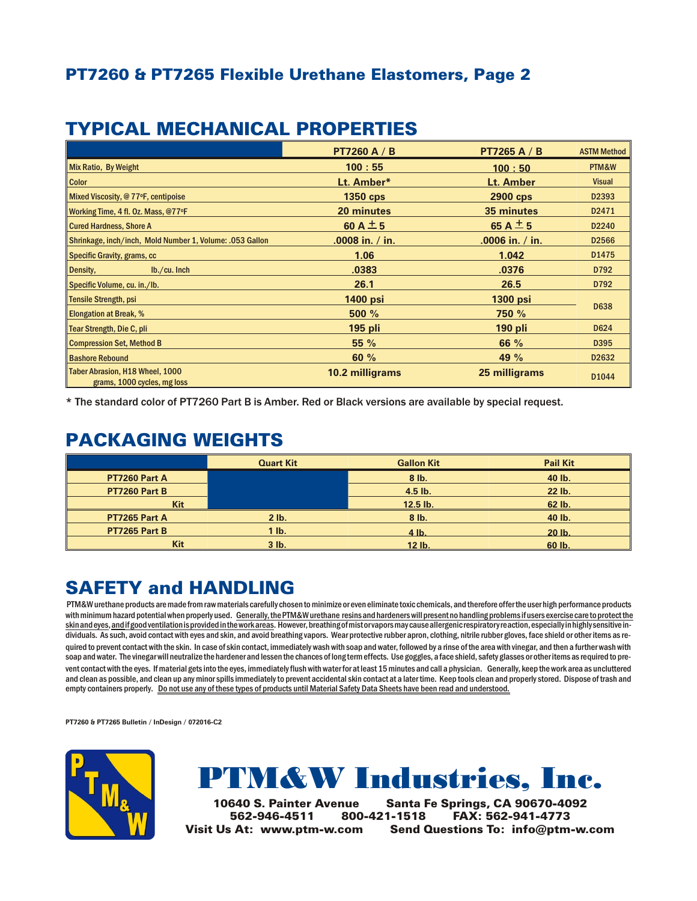# PT7260 & PT7265 Flexible Urethane Elastomers, Page 2

## TYPICAL MECHANICAL PROPERTIES

| | PT7260 A / B | PT7265 A / B | ASTM Method |
|---|---|---|---|
| Mix Ratio, By Weight | 100 : 55 | 100 : 50 | PTM&W |
| Color | Lt. Amber* | Lt. Amber | Visual |
| Mixed Viscosity, @ 77ºF, centipoise | 1350 cps | 2900 cps | D2393 |
| Working Time, 4 fl. Oz. Mass, @77ºF | 20 minutes | 35 minutes | D2471 |
| Cured Hardness, Shore A | 60 A ± 5 | 65 A ± 5 | D2240 |
| Shrinkage, inch/inch, Mold Number 1, Volume: .053 Gallon | .0008 in. / in. | .0006 in. / in. | D2566 |
| Specific Gravity, grams, cc | 1.06 | 1.042 | D1475 |
| Density, lb./cu. Inch | .0383 | .0376 | D792 |
| Specific Volume, cu. in./lb. | 26.1 | 26.5 | D792 |
| Tensile Strength, psi | 1400 psi | 1300 psi | D638 |
| Elongation at Break, % | 500 % | 750 % | |
| Tear Strength, Die C, pli | 195 pli | 190 pli | D624 |
| Compression Set, Method B | 55 % | 66 % | D395 |
| Bashore Rebound | 60 % | 49 % | D2632 |
| Taber Abrasion, H18 Wheel, 1000 grams, 1000 cycles, mg loss | 10.2 milligrams | 25 milligrams | D1044 |

* The standard color of PT7260 Part B is Amber. Red or Black versions are available by special request.

## PACKAGING WEIGHTS

| | Quart Kit | Gallon Kit | Pail Kit |
|---|---|---|---|
| PT7260 Part A | | 8 lb. | 40 lb. |
| PT7260 Part B | | 4.5 lb. | 22 lb. |
| Kit | | 12.5 lb. | 62 lb. |
| PT7265 Part A | 2 lb. | 8 lb. | 40 lb. |
| PT7265 Part B | 1 lb. | 4 lb. | 20 lb. |
| Kit | 3 lb. | 12 lb. | 60 lb. |

## SAFETY and HANDLING

PTM&W urethane products are made from raw materials carefully chosen to minimize or even eliminate toxic chemicals, and therefore offer the user high performance products with minimum hazard potential when properly used. Generally, the PTM&W urethane resins and hardeners will present no handling problems if users exercise care to protect the skin and eyes, and if good ventilation is provided in the work areas. However, breathing of mist or vapors may cause allergenic respiratory reaction, especially in highly sensitive individuals. As such, avoid contact with eyes and skin, and avoid breathing vapors. Wear protective rubber apron, clothing, nitrile rubber gloves, face shield or other items as required to prevent contact with the skin. In case of skin contact, immediately wash with soap and water, followed by a rinse of the area with vinegar, and then a further wash with soap and water. The vinegar will neutralize the hardener and lessen the chances of long term effects. Use goggles, a face shield, safety glasses or other items as required to prevent contact with the eyes. If material gets into the eyes, immediately flush with water for at least 15 minutes and call a physician. Generally, keep the work area as uncluttered and clean as possible, and clean up any minor spills immediately to prevent accidental skin contact at a later time. Keep tools clean and properly stored. Dispose of trash and empty containers properly. Do not use any of these types of products until Material Safety Data Sheets have been read and understood.

PT7260 & PT7265 Bulletin / InDesign / 072016-C2

**PTM&W Industries, Inc.**

10640 S. Painter Avenue Santa Fe Springs, CA 90670-4092
562-946-4511 800-421-1518 FAX: 562-941-4773
Visit Us At: www.ptm-w.com Send Questions To: info@ptm-w.com